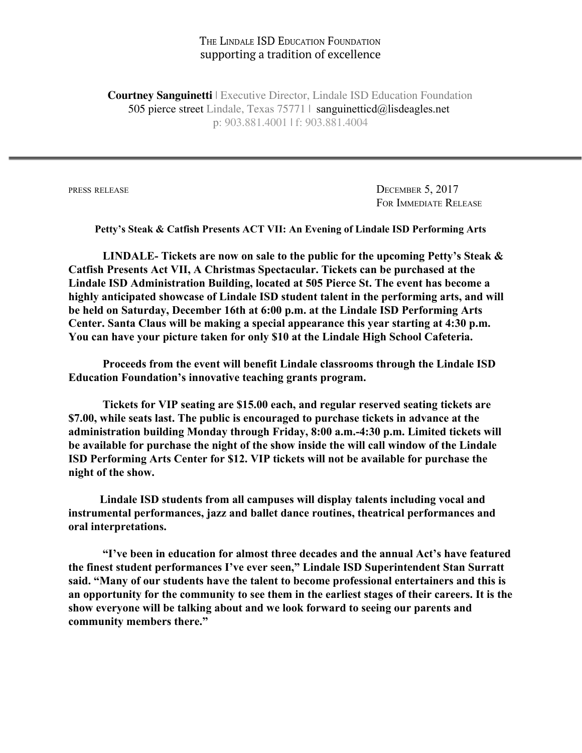THE LINDALE ISD EDUCATION FOUNDATION
supporting a tradition of excellence

**Courtney Sanguinetti** | Executive Director, Lindale ISD Education Foundation
505 pierce street Lindale, Texas 75771 | sanguinetticd@lisdeagles.net
p: 903.881.4001 | f: 903.881.4004

---

PRESS RELEASE

DECEMBER 5, 2017
FOR IMMEDIATE RELEASE

**Petty's Steak & Catfish Presents ACT VII: An Evening of Lindale ISD Performing Arts**

**LINDALE- Tickets are now on sale to the public for the upcoming Petty's Steak & Catfish Presents Act VII, A Christmas Spectacular. Tickets can be purchased at the Lindale ISD Administration Building, located at 505 Pierce St. The event has become a highly anticipated showcase of Lindale ISD student talent in the performing arts, and will be held on Saturday, December 16th at 6:00 p.m. at the Lindale ISD Performing Arts Center. Santa Claus will be making a special appearance this year starting at 4:30 p.m. You can have your picture taken for only $10 at the Lindale High School Cafeteria.**

**Proceeds from the event will benefit Lindale classrooms through the Lindale ISD Education Foundation's innovative teaching grants program.**

**Tickets for VIP seating are $15.00 each, and regular reserved seating tickets are $7.00, while seats last. The public is encouraged to purchase tickets in advance at the administration building Monday through Friday, 8:00 a.m.-4:30 p.m. Limited tickets will be available for purchase the night of the show inside the will call window of the Lindale ISD Performing Arts Center for $12. VIP tickets will not be available for purchase the night of the show.**

**Lindale ISD students from all campuses will display talents including vocal and instrumental performances, jazz and ballet dance routines, theatrical performances and oral interpretations.**

**"I've been in education for almost three decades and the annual Act's have featured the finest student performances I've ever seen," Lindale ISD Superintendent Stan Surratt said. "Many of our students have the talent to become professional entertainers and this is an opportunity for the community to see them in the earliest stages of their careers. It is the show everyone will be talking about and we look forward to seeing our parents and community members there."**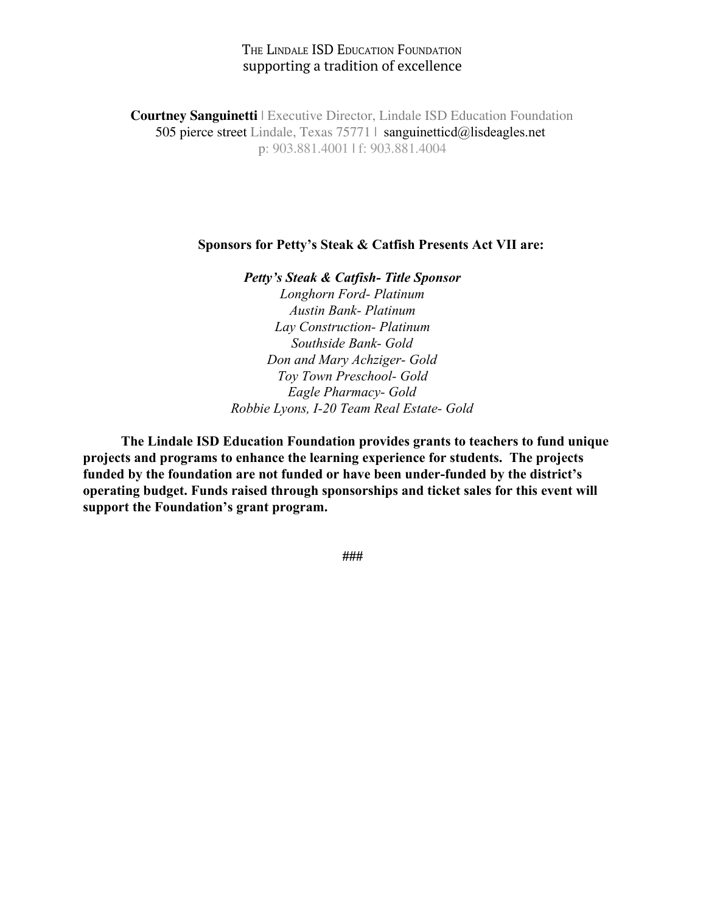THE LINDALE ISD EDUCATION FOUNDATION
supporting a tradition of excellence

**Courtney Sanguinetti** | Executive Director, Lindale ISD Education Foundation
505 pierce street Lindale, Texas 75771 | sanguinetticd@lisdeagles.net
p: 903.881.4001 | f: 903.881.4004

**Sponsors for Petty's Steak & Catfish Presents Act VII are:**

***Petty's Steak & Catfish- Title Sponsor***
*Longhorn Ford- Platinum*
*Austin Bank- Platinum*
*Lay Construction- Platinum*
*Southside Bank- Gold*
*Don and Mary Achziger- Gold*
*Toy Town Preschool- Gold*
*Eagle Pharmacy- Gold*
*Robbie Lyons, I-20 Team Real Estate- Gold*

**The Lindale ISD Education Foundation provides grants to teachers to fund unique projects and programs to enhance the learning experience for students. The projects funded by the foundation are not funded or have been under-funded by the district's operating budget. Funds raised through sponsorships and ticket sales for this event will support the Foundation's grant program.**

###